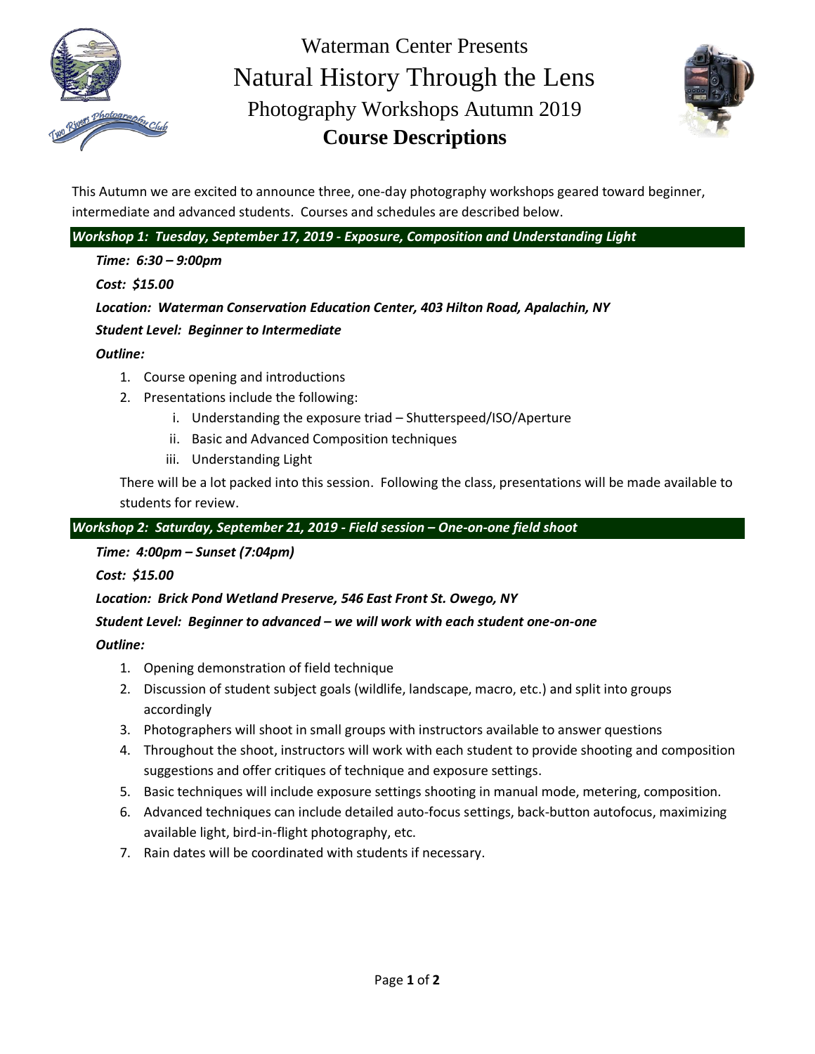# Waterman Center Presents

# Natural History Through the Lens

## Photography Workshops Autumn 2019

## Course Descriptions

This Autumn we are excited to announce three, one-day photography workshops geared toward beginner, intermediate and advanced students. Courses and schedules are described below.

### *Workshop 1: Tuesday, September 17, 2019 - Exposure, Composition and Understanding Light*

***Time: 6:30 – 9:00pm***

***Cost: $15.00***

***Location: Waterman Conservation Education Center, 403 Hilton Road, Apalachin, NY***

***Student Level: Beginner to Intermediate***

***Outline:***

1. Course opening and introductions
2. Presentations include the following:
   i. Understanding the exposure triad – Shutterspeed/ISO/Aperture
   ii. Basic and Advanced Composition techniques
   iii. Understanding Light

There will be a lot packed into this session. Following the class, presentations will be made available to students for review.

### *Workshop 2: Saturday, September 21, 2019 - Field session – One-on-one field shoot*

***Time: 4:00pm – Sunset (7:04pm)***

***Cost: $15.00***

***Location: Brick Pond Wetland Preserve, 546 East Front St. Owego, NY***

***Student Level: Beginner to advanced – we will work with each student one-on-one***

***Outline:***

1. Opening demonstration of field technique
2. Discussion of student subject goals (wildlife, landscape, macro, etc.) and split into groups accordingly
3. Photographers will shoot in small groups with instructors available to answer questions
4. Throughout the shoot, instructors will work with each student to provide shooting and composition suggestions and offer critiques of technique and exposure settings.
5. Basic techniques will include exposure settings shooting in manual mode, metering, composition.
6. Advanced techniques can include detailed auto-focus settings, back-button autofocus, maximizing available light, bird-in-flight photography, etc.
7. Rain dates will be coordinated with students if necessary.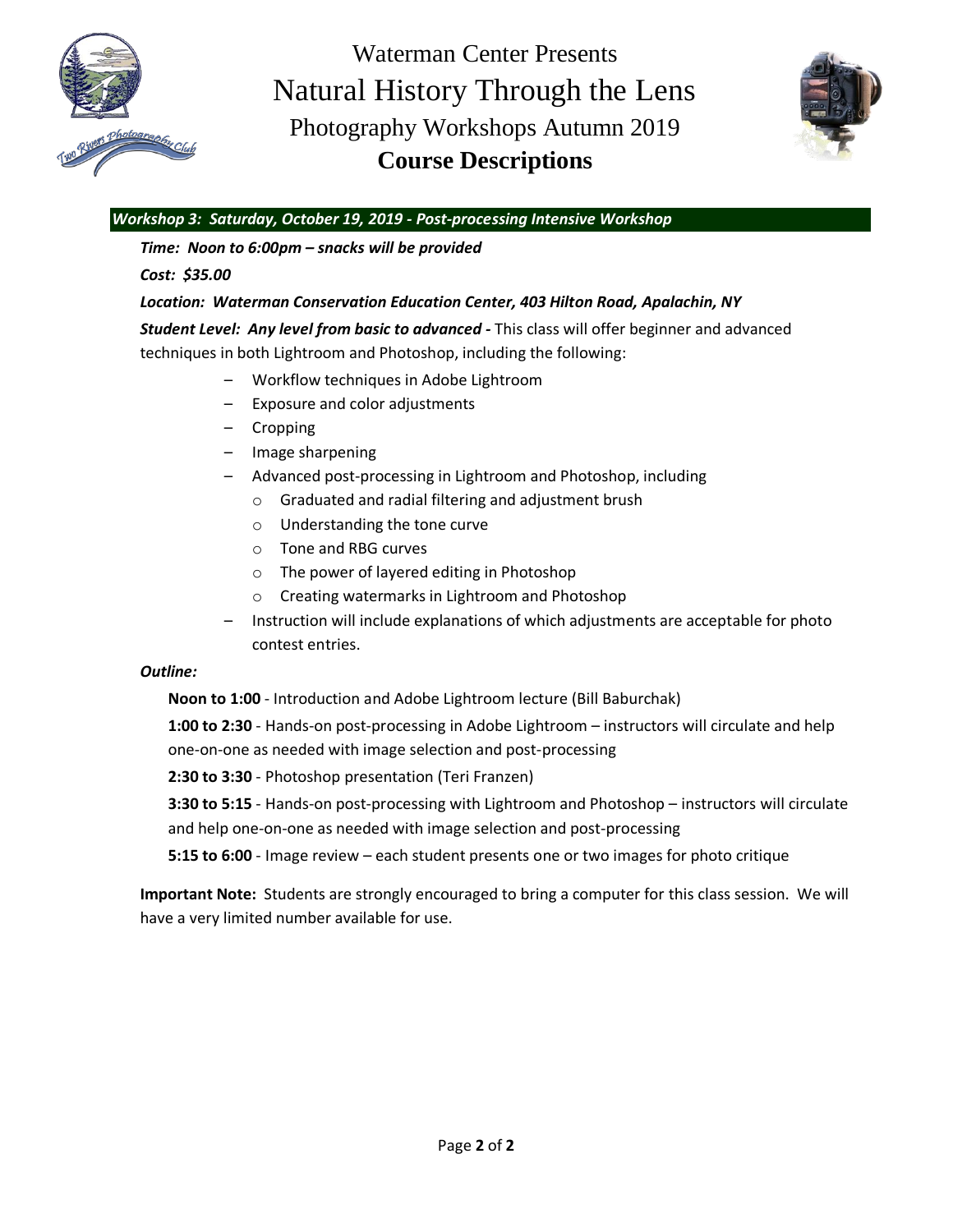# Waterman Center Presents

# Natural History Through the Lens

## Photography Workshops Autumn 2019

## Course Descriptions

### *Workshop 3: Saturday, October 19, 2019 - Post-processing Intensive Workshop*

***Time: Noon to 6:00pm – snacks will be provided***

***Cost: $35.00***

***Location: Waterman Conservation Education Center, 403 Hilton Road, Apalachin, NY***

***Student Level: Any level from basic to advanced -*** This class will offer beginner and advanced techniques in both Lightroom and Photoshop, including the following:

- Workflow techniques in Adobe Lightroom
- Exposure and color adjustments
- Cropping
- Image sharpening
- Advanced post-processing in Lightroom and Photoshop, including
  - Graduated and radial filtering and adjustment brush
  - Understanding the tone curve
  - Tone and RBG curves
  - The power of layered editing in Photoshop
  - Creating watermarks in Lightroom and Photoshop
- Instruction will include explanations of which adjustments are acceptable for photo contest entries.

***Outline:***

**Noon to 1:00** - Introduction and Adobe Lightroom lecture (Bill Baburchak)

**1:00 to 2:30** - Hands-on post-processing in Adobe Lightroom – instructors will circulate and help one-on-one as needed with image selection and post-processing

**2:30 to 3:30** - Photoshop presentation (Teri Franzen)

**3:30 to 5:15** - Hands-on post-processing with Lightroom and Photoshop – instructors will circulate and help one-on-one as needed with image selection and post-processing

**5:15 to 6:00** - Image review – each student presents one or two images for photo critique

**Important Note:** Students are strongly encouraged to bring a computer for this class session. We will have a very limited number available for use.